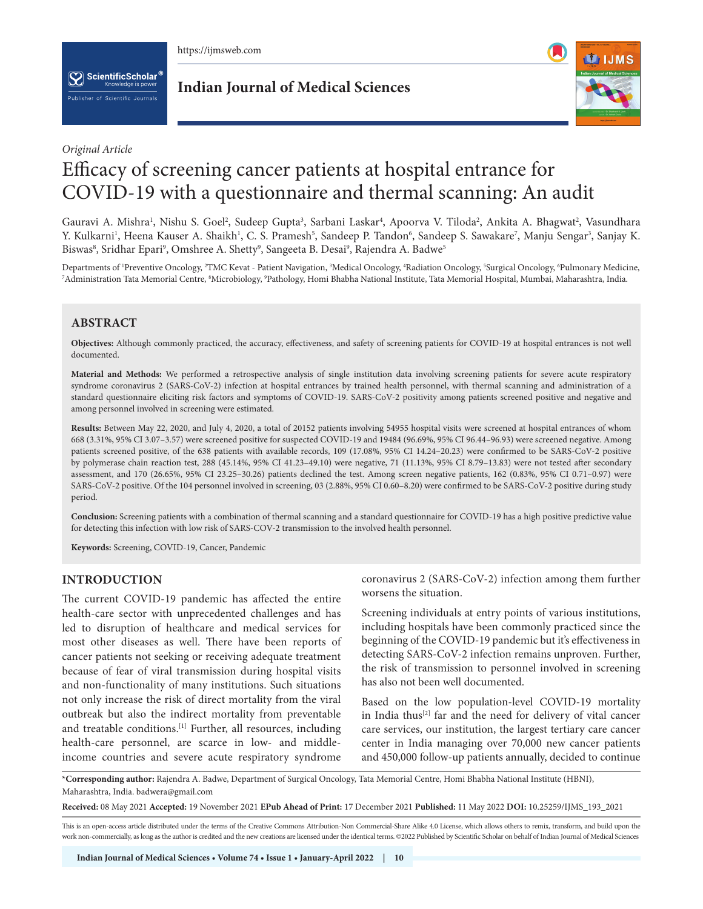*Original Article*

# Efficacy of screening cancer patients at hospital entrance for COVID-19 with a questionnaire and thermal scanning: An audit

Gauravi A. Mishra[1], Nishu S. Goel[2], Sudeep Gupta[3], Sarbani Laskar[4], Apoorva V. Tiloda[2], Ankita A. Bhagwat[2], Vasundhara Y. Kulkarni[1], Heena Kauser A. Shaikh[1], C. S. Pramesh[5], Sandeep P. Tandon[6], Sandeep S. Sawakare[7], Manju Sengar[3], Sanjay K. Biswas[8], Sridhar Epari[9], Omshree A. Shetty[9], Sangeeta B. Desai[9], Rajendra A. Badwe[5]

Departments of [1]Preventive Oncology, [2]TMC Kevat - Patient Navigation, [3]Medical Oncology, [4]Radiation Oncology, [5]Surgical Oncology, [6]Pulmonary Medicine, [7]Administration Tata Memorial Centre, [8]Microbiology, [9]Pathology, Homi Bhabha National Institute, Tata Memorial Hospital, Mumbai, Maharashtra, India.

## ABSTRACT

**Objectives:** Although commonly practiced, the accuracy, effectiveness, and safety of screening patients for COVID-19 at hospital entrances is not well documented.

**Material and Methods:** We performed a retrospective analysis of single institution data involving screening patients for severe acute respiratory syndrome coronavirus 2 (SARS-CoV-2) infection at hospital entrances by trained health personnel, with thermal scanning and administration of a standard questionnaire eliciting risk factors and symptoms of COVID-19. SARS-CoV-2 positivity among patients screened positive and negative and among personnel involved in screening were estimated.

**Results:** Between May 22, 2020, and July 4, 2020, a total of 20152 patients involving 54955 hospital visits were screened at hospital entrances of whom 668 (3.31%, 95% CI 3.07–3.57) were screened positive for suspected COVID-19 and 19484 (96.69%, 95% CI 96.44–96.93) were screened negative. Among patients screened positive, of the 638 patients with available records, 109 (17.08%, 95% CI 14.24–20.23) were confirmed to be SARS-CoV-2 positive by polymerase chain reaction test, 288 (45.14%, 95% CI 41.23–49.10) were negative, 71 (11.13%, 95% CI 8.79–13.83) were not tested after secondary assessment, and 170 (26.65%, 95% CI 23.25–30.26) patients declined the test. Among screen negative patients, 162 (0.83%, 95% CI 0.71–0.97) were SARS-CoV-2 positive. Of the 104 personnel involved in screening, 03 (2.88%, 95% CI 0.60–8.20) were confirmed to be SARS-CoV-2 positive during study period.

**Conclusion:** Screening patients with a combination of thermal scanning and a standard questionnaire for COVID-19 has a high positive predictive value for detecting this infection with low risk of SARS-COV-2 transmission to the involved health personnel.

**Keywords:** Screening, COVID-19, Cancer, Pandemic

## INTRODUCTION

The current COVID-19 pandemic has affected the entire health-care sector with unprecedented challenges and has led to disruption of healthcare and medical services for most other diseases as well. There have been reports of cancer patients not seeking or receiving adequate treatment because of fear of viral transmission during hospital visits and non-functionality of many institutions. Such situations not only increase the risk of direct mortality from the viral outbreak but also the indirect mortality from preventable and treatable conditions.[1] Further, all resources, including health-care personnel, are scarce in low- and middle-income countries and severe acute respiratory syndrome coronavirus 2 (SARS-CoV-2) infection among them further worsens the situation.

Screening individuals at entry points of various institutions, including hospitals have been commonly practiced since the beginning of the COVID-19 pandemic but it's effectiveness in detecting SARS-CoV-2 infection remains unproven. Further, the risk of transmission to personnel involved in screening has also not been well documented.

Based on the low population-level COVID-19 mortality in India thus[2] far and the need for delivery of vital cancer care services, our institution, the largest tertiary care cancer center in India managing over 70,000 new cancer patients and 450,000 follow-up patients annually, decided to continue

**\*Corresponding author:** Rajendra A. Badwe, Department of Surgical Oncology, Tata Memorial Centre, Homi Bhabha National Institute (HBNI), Maharashtra, India. badwera@gmail.com

**Received:** 08 May 2021 **Accepted:** 19 November 2021 **EPub Ahead of Print:** 17 December 2021 **Published:** 11 May 2022 **DOI:** 10.25259/IJMS_193_2021

This is an open-access article distributed under the terms of the Creative Commons Attribution-Non Commercial-Share Alike 4.0 License, which allows others to remix, transform, and build upon the work non-commercially, as long as the author is credited and the new creations are licensed under the identical terms. ©2022 Published by Scientific Scholar on behalf of Indian Journal of Medical Sciences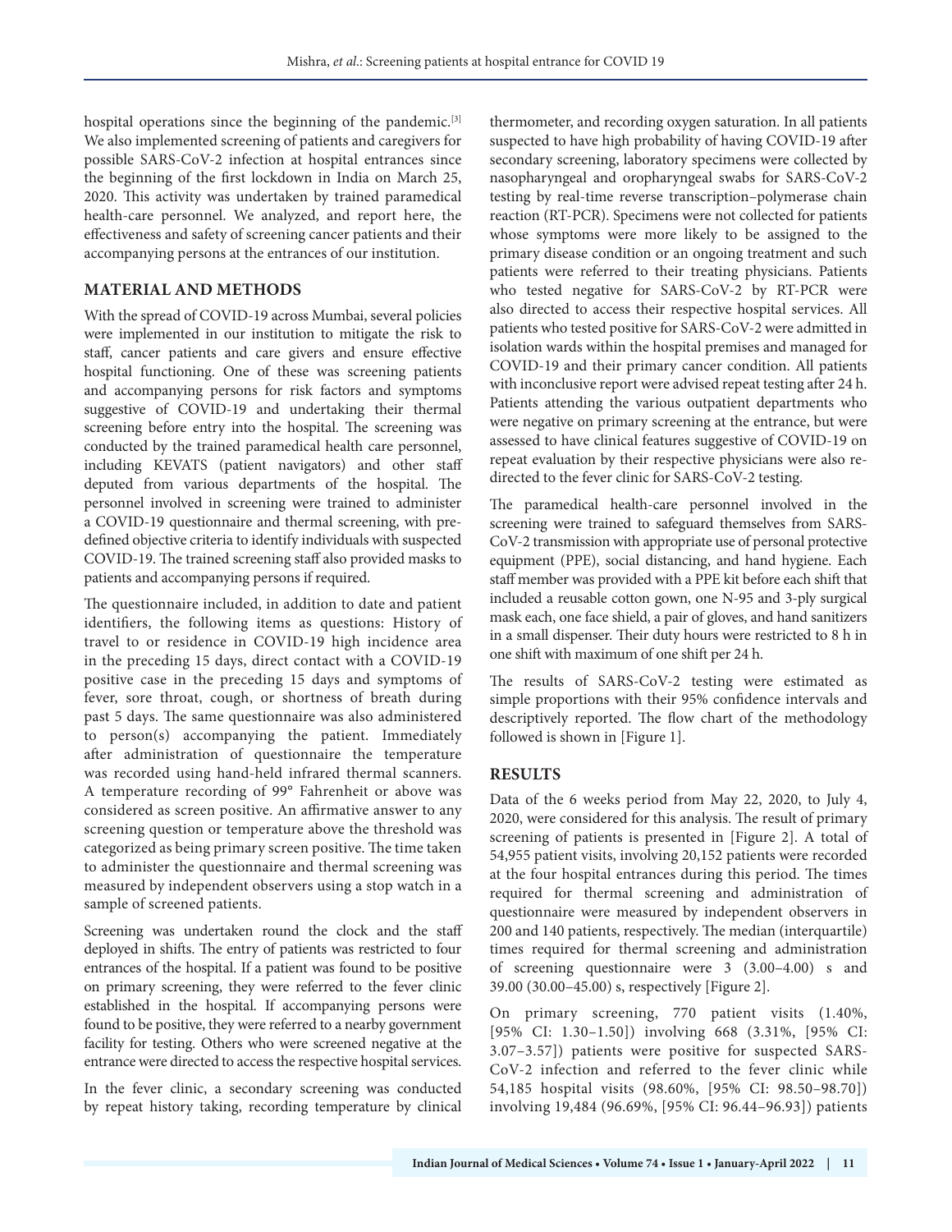hospital operations since the beginning of the pandemic.[3] We also implemented screening of patients and caregivers for possible SARS-CoV-2 infection at hospital entrances since the beginning of the first lockdown in India on March 25, 2020. This activity was undertaken by trained paramedical health-care personnel. We analyzed, and report here, the effectiveness and safety of screening cancer patients and their accompanying persons at the entrances of our institution.

## MATERIAL AND METHODS

With the spread of COVID-19 across Mumbai, several policies were implemented in our institution to mitigate the risk to staff, cancer patients and care givers and ensure effective hospital functioning. One of these was screening patients and accompanying persons for risk factors and symptoms suggestive of COVID-19 and undertaking their thermal screening before entry into the hospital. The screening was conducted by the trained paramedical health care personnel, including KEVATS (patient navigators) and other staff deputed from various departments of the hospital. The personnel involved in screening were trained to administer a COVID-19 questionnaire and thermal screening, with pre-defined objective criteria to identify individuals with suspected COVID-19. The trained screening staff also provided masks to patients and accompanying persons if required.

The questionnaire included, in addition to date and patient identifiers, the following items as questions: History of travel to or residence in COVID-19 high incidence area in the preceding 15 days, direct contact with a COVID-19 positive case in the preceding 15 days and symptoms of fever, sore throat, cough, or shortness of breath during past 5 days. The same questionnaire was also administered to person(s) accompanying the patient. Immediately after administration of questionnaire the temperature was recorded using hand-held infrared thermal scanners. A temperature recording of 99° Fahrenheit or above was considered as screen positive. An affirmative answer to any screening question or temperature above the threshold was categorized as being primary screen positive. The time taken to administer the questionnaire and thermal screening was measured by independent observers using a stop watch in a sample of screened patients.

Screening was undertaken round the clock and the staff deployed in shifts. The entry of patients was restricted to four entrances of the hospital. If a patient was found to be positive on primary screening, they were referred to the fever clinic established in the hospital. If accompanying persons were found to be positive, they were referred to a nearby government facility for testing. Others who were screened negative at the entrance were directed to access the respective hospital services.

In the fever clinic, a secondary screening was conducted by repeat history taking, recording temperature by clinical thermometer, and recording oxygen saturation. In all patients suspected to have high probability of having COVID-19 after secondary screening, laboratory specimens were collected by nasopharyngeal and oropharyngeal swabs for SARS-CoV-2 testing by real-time reverse transcription–polymerase chain reaction (RT-PCR). Specimens were not collected for patients whose symptoms were more likely to be assigned to the primary disease condition or an ongoing treatment and such patients were referred to their treating physicians. Patients who tested negative for SARS-CoV-2 by RT-PCR were also directed to access their respective hospital services. All patients who tested positive for SARS-CoV-2 were admitted in isolation wards within the hospital premises and managed for COVID-19 and their primary cancer condition. All patients with inconclusive report were advised repeat testing after 24 h. Patients attending the various outpatient departments who were negative on primary screening at the entrance, but were assessed to have clinical features suggestive of COVID-19 on repeat evaluation by their respective physicians were also re-directed to the fever clinic for SARS-CoV-2 testing.

The paramedical health-care personnel involved in the screening were trained to safeguard themselves from SARS-CoV-2 transmission with appropriate use of personal protective equipment (PPE), social distancing, and hand hygiene. Each staff member was provided with a PPE kit before each shift that included a reusable cotton gown, one N-95 and 3-ply surgical mask each, one face shield, a pair of gloves, and hand sanitizers in a small dispenser. Their duty hours were restricted to 8 h in one shift with maximum of one shift per 24 h.

The results of SARS-CoV-2 testing were estimated as simple proportions with their 95% confidence intervals and descriptively reported. The flow chart of the methodology followed is shown in [Figure 1].

## RESULTS

Data of the 6 weeks period from May 22, 2020, to July 4, 2020, were considered for this analysis. The result of primary screening of patients is presented in [Figure 2]. A total of 54,955 patient visits, involving 20,152 patients were recorded at the four hospital entrances during this period. The times required for thermal screening and administration of questionnaire were measured by independent observers in 200 and 140 patients, respectively. The median (interquartile) times required for thermal screening and administration of screening questionnaire were 3 (3.00–4.00) s and 39.00 (30.00–45.00) s, respectively [Figure 2].

On primary screening, 770 patient visits (1.40%, [95% CI: 1.30–1.50]) involving 668 (3.31%, [95% CI: 3.07–3.57]) patients were positive for suspected SARS-CoV-2 infection and referred to the fever clinic while 54,185 hospital visits (98.60%, [95% CI: 98.50–98.70]) involving 19,484 (96.69%, [95% CI: 96.44–96.93]) patients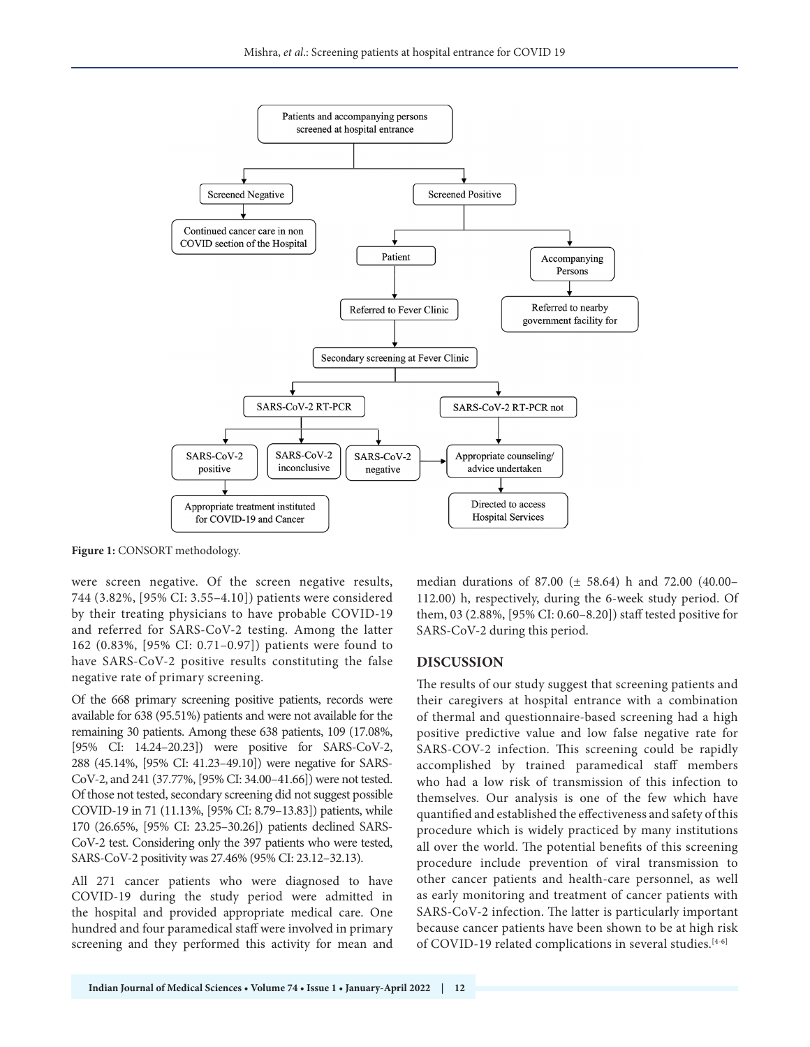Figure 1: CONSORT methodology.

were screen negative. Of the screen negative results, 744 (3.82%, [95% CI: 3.55–4.10]) patients were considered by their treating physicians to have probable COVID-19 and referred for SARS-CoV-2 testing. Among the latter 162 (0.83%, [95% CI: 0.71–0.97]) patients were found to have SARS-CoV-2 positive results constituting the false negative rate of primary screening.

Of the 668 primary screening positive patients, records were available for 638 (95.51%) patients and were not available for the remaining 30 patients. Among these 638 patients, 109 (17.08%, [95% CI: 14.24–20.23]) were positive for SARS-CoV-2, 288 (45.14%, [95% CI: 41.23–49.10]) were negative for SARS-CoV-2, and 241 (37.77%, [95% CI: 34.00–41.66]) were not tested. Of those not tested, secondary screening did not suggest possible COVID-19 in 71 (11.13%, [95% CI: 8.79–13.83]) patients, while 170 (26.65%, [95% CI: 23.25–30.26]) patients declined SARS-CoV-2 test. Considering only the 397 patients who were tested, SARS-CoV-2 positivity was 27.46% (95% CI: 23.12–32.13).

All 271 cancer patients who were diagnosed to have COVID-19 during the study period were admitted in the hospital and provided appropriate medical care. One hundred and four paramedical staff were involved in primary screening and they performed this activity for mean and median durations of 87.00 (± 58.64) h and 72.00 (40.00–112.00) h, respectively, during the 6-week study period. Of them, 03 (2.88%, [95% CI: 0.60–8.20]) staff tested positive for SARS-CoV-2 during this period.

## DISCUSSION

The results of our study suggest that screening patients and their caregivers at hospital entrance with a combination of thermal and questionnaire-based screening had a high positive predictive value and low false negative rate for SARS-COV-2 infection. This screening could be rapidly accomplished by trained paramedical staff members who had a low risk of transmission of this infection to themselves. Our analysis is one of the few which have quantified and established the effectiveness and safety of this procedure which is widely practiced by many institutions all over the world. The potential benefits of this screening procedure include prevention of viral transmission to other cancer patients and health-care personnel, as well as early monitoring and treatment of cancer patients with SARS-CoV-2 infection. The latter is particularly important because cancer patients have been shown to be at high risk of COVID-19 related complications in several studies.[4-6]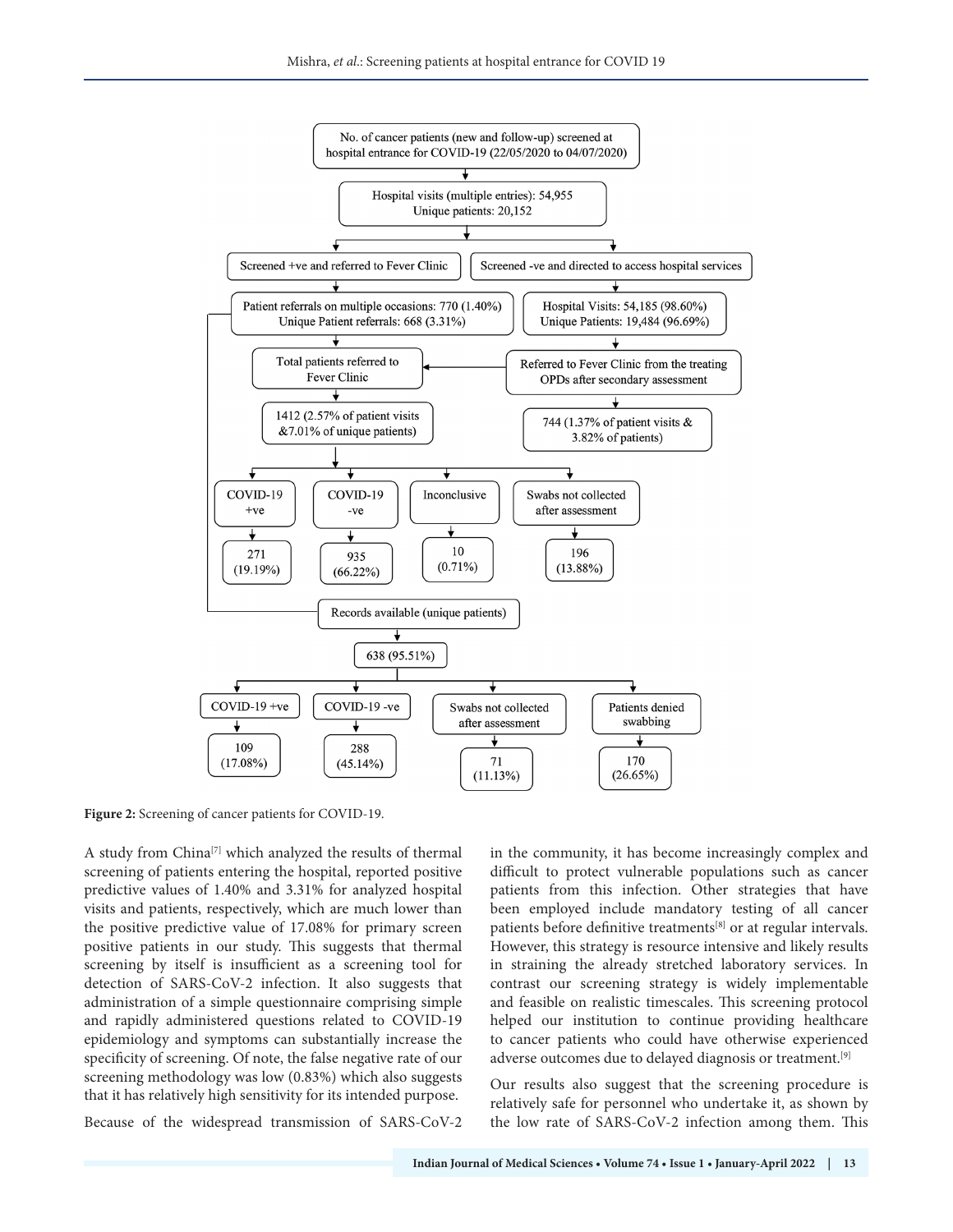No. of cancer patients (new and follow-up) screened at hospital entrance for COVID-19 (22/05/2020 to 04/07/2020)

Hospital visits (multiple entries): 54,955
Unique patients: 20,152

Screened +ve and referred to Fever Clinic

Screened -ve and directed to access hospital services

Patient referrals on multiple occasions: 770 (1.40%)
Unique Patient referrals: 668 (3.31%)

Hospital Visits: 54,185 (98.60%)
Unique Patients: 19,484 (96.69%)

Total patients referred to Fever Clinic

Referred to Fever Clinic from the treating OPDs after secondary assessment

1412 (2.57% of patient visits &7.01% of unique patients)

744 (1.37% of patient visits & 3.82% of patients)

COVID-19 +ve: 271 (19.19%)

COVID-19 -ve: 935 (66.22%)

Inconclusive: 10 (0.71%)

Swabs not collected after assessment: 196 (13.88%)

Records available (unique patients)

638 (95.51%)

COVID-19 +ve: 109 (17.08%)

COVID-19 -ve: 288 (45.14%)

Swabs not collected after assessment: 71 (11.13%)

Patients denied swabbing: 170 (26.65%)

**Figure 2:** Screening of cancer patients for COVID-19.

A study from China[7] which analyzed the results of thermal screening of patients entering the hospital, reported positive predictive values of 1.40% and 3.31% for analyzed hospital visits and patients, respectively, which are much lower than the positive predictive value of 17.08% for primary screen positive patients in our study. This suggests that thermal screening by itself is insufficient as a screening tool for detection of SARS-CoV-2 infection. It also suggests that administration of a simple questionnaire comprising simple and rapidly administered questions related to COVID-19 epidemiology and symptoms can substantially increase the specificity of screening. Of note, the false negative rate of our screening methodology was low (0.83%) which also suggests that it has relatively high sensitivity for its intended purpose.

Because of the widespread transmission of SARS-CoV-2 in the community, it has become increasingly complex and difficult to protect vulnerable populations such as cancer patients from this infection. Other strategies that have been employed include mandatory testing of all cancer patients before definitive treatments[8] or at regular intervals. However, this strategy is resource intensive and likely results in straining the already stretched laboratory services. In contrast our screening strategy is widely implementable and feasible on realistic timescales. This screening protocol helped our institution to continue providing healthcare to cancer patients who could have otherwise experienced adverse outcomes due to delayed diagnosis or treatment.[9]

Our results also suggest that the screening procedure is relatively safe for personnel who undertake it, as shown by the low rate of SARS-CoV-2 infection among them. This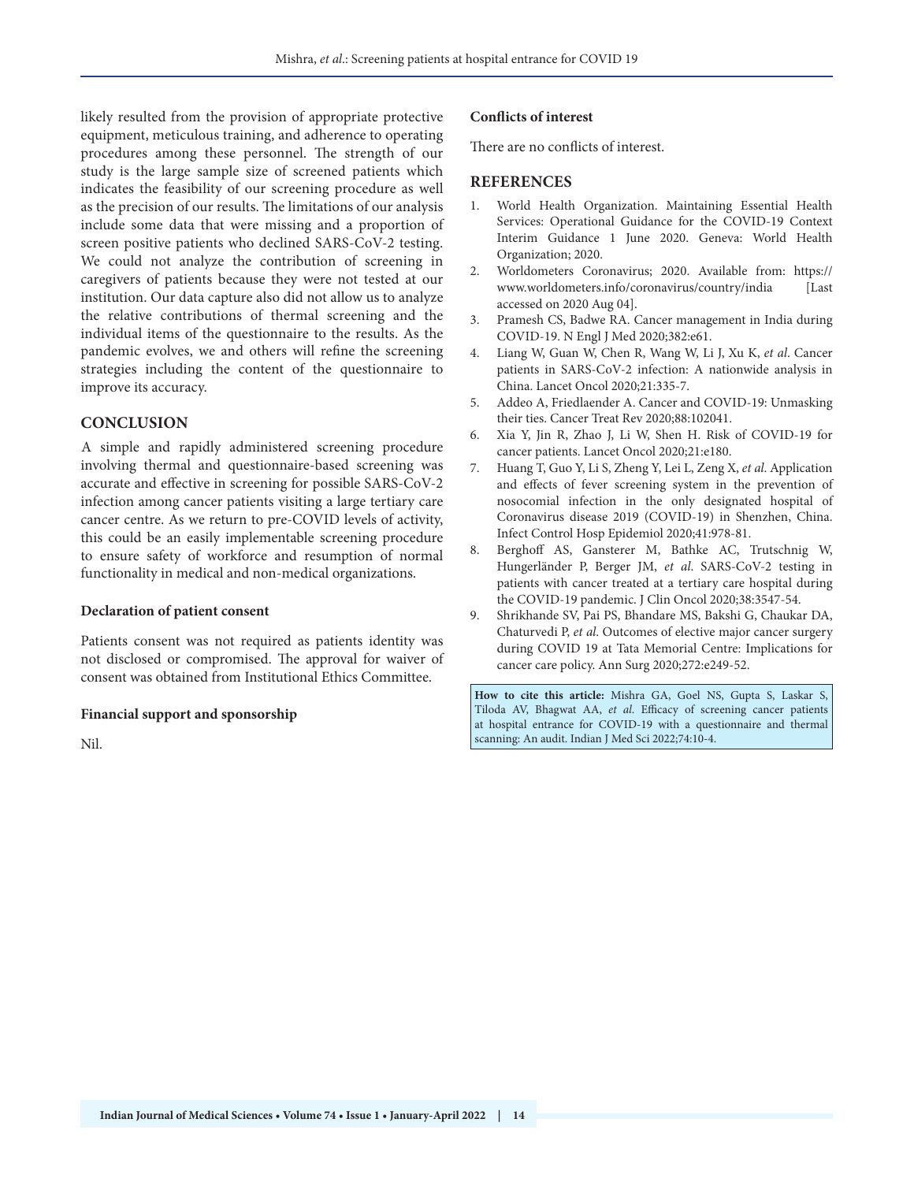likely resulted from the provision of appropriate protective equipment, meticulous training, and adherence to operating procedures among these personnel. The strength of our study is the large sample size of screened patients which indicates the feasibility of our screening procedure as well as the precision of our results. The limitations of our analysis include some data that were missing and a proportion of screen positive patients who declined SARS-CoV-2 testing. We could not analyze the contribution of screening in caregivers of patients because they were not tested at our institution. Our data capture also did not allow us to analyze the relative contributions of thermal screening and the individual items of the questionnaire to the results. As the pandemic evolves, we and others will refine the screening strategies including the content of the questionnaire to improve its accuracy.

## CONCLUSION

A simple and rapidly administered screening procedure involving thermal and questionnaire-based screening was accurate and effective in screening for possible SARS-CoV-2 infection among cancer patients visiting a large tertiary care cancer centre. As we return to pre-COVID levels of activity, this could be an easily implementable screening procedure to ensure safety of workforce and resumption of normal functionality in medical and non-medical organizations.

### Declaration of patient consent

Patients consent was not required as patients identity was not disclosed or compromised. The approval for waiver of consent was obtained from Institutional Ethics Committee.

### Financial support and sponsorship

Nil.

### Conflicts of interest

There are no conflicts of interest.

## REFERENCES

1. World Health Organization. Maintaining Essential Health Services: Operational Guidance for the COVID-19 Context Interim Guidance 1 June 2020. Geneva: World Health Organization; 2020.
2. Worldometers Coronavirus; 2020. Available from: https://www.worldometers.info/coronavirus/country/india [Last accessed on 2020 Aug 04].
3. Pramesh CS, Badwe RA. Cancer management in India during COVID-19. N Engl J Med 2020;382:e61.
4. Liang W, Guan W, Chen R, Wang W, Li J, Xu K, *et al*. Cancer patients in SARS-CoV-2 infection: A nationwide analysis in China. Lancet Oncol 2020;21:335-7.
5. Addeo A, Friedlaender A. Cancer and COVID-19: Unmasking their ties. Cancer Treat Rev 2020;88:102041.
6. Xia Y, Jin R, Zhao J, Li W, Shen H. Risk of COVID-19 for cancer patients. Lancet Oncol 2020;21:e180.
7. Huang T, Guo Y, Li S, Zheng Y, Lei L, Zeng X, *et al*. Application and effects of fever screening system in the prevention of nosocomial infection in the only designated hospital of Coronavirus disease 2019 (COVID-19) in Shenzhen, China. Infect Control Hosp Epidemiol 2020;41:978-81.
8. Berghoff AS, Gansterer M, Bathke AC, Trutschnig W, Hungerländer P, Berger JM, *et al*. SARS-CoV-2 testing in patients with cancer treated at a tertiary care hospital during the COVID-19 pandemic. J Clin Oncol 2020;38:3547-54.
9. Shrikhande SV, Pai PS, Bhandare MS, Bakshi G, Chaukar DA, Chaturvedi P, *et al*. Outcomes of elective major cancer surgery during COVID 19 at Tata Memorial Centre: Implications for cancer care policy. Ann Surg 2020;272:e249-52.

**How to cite this article:** Mishra GA, Goel NS, Gupta S, Laskar S, Tiloda AV, Bhagwat AA, *et al*. Efficacy of screening cancer patients at hospital entrance for COVID-19 with a questionnaire and thermal scanning: An audit. Indian J Med Sci 2022;74:10-4.